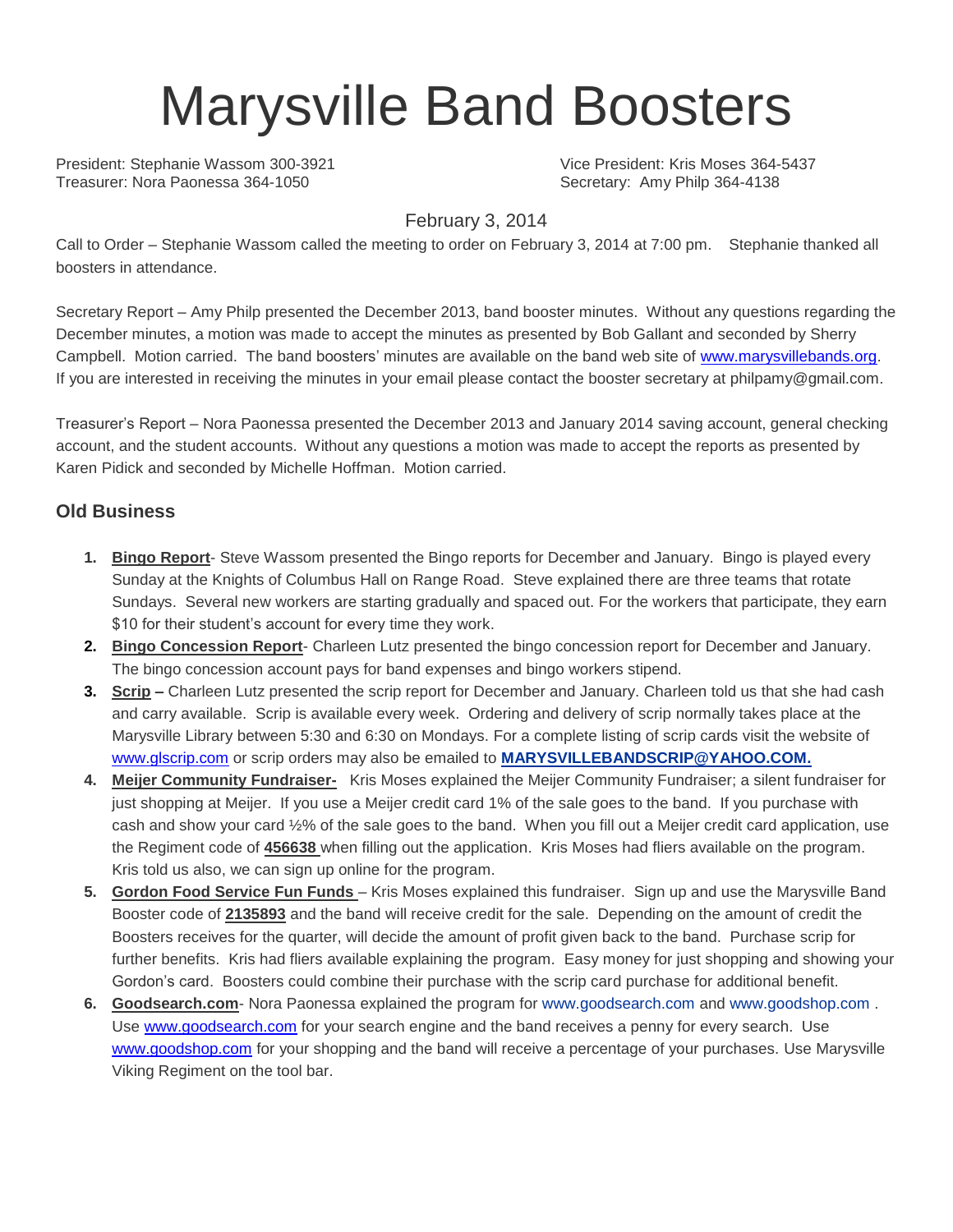# Marysville Band Boosters

President: Stephanie Wassom 300-3921
Vice President: Kris Moses 364-5437
Treasurer: Nora Paonessa 364-1050
Secretary: Amy Philp 364-4138

February 3, 2014

Call to Order – Stephanie Wassom called the meeting to order on February 3, 2014 at 7:00 pm. Stephanie thanked all boosters in attendance.

Secretary Report – Amy Philp presented the December 2013, band booster minutes. Without any questions regarding the December minutes, a motion was made to accept the minutes as presented by Bob Gallant and seconded by Sherry Campbell. Motion carried. The band boosters' minutes are available on the band web site of www.marysvillebands.org. If you are interested in receiving the minutes in your email please contact the booster secretary at philpamy@gmail.com.

Treasurer's Report – Nora Paonessa presented the December 2013 and January 2014 saving account, general checking account, and the student accounts. Without any questions a motion was made to accept the reports as presented by Karen Pidick and seconded by Michelle Hoffman. Motion carried.

## Old Business

1. **Bingo Report**- Steve Wassom presented the Bingo reports for December and January. Bingo is played every Sunday at the Knights of Columbus Hall on Range Road. Steve explained there are three teams that rotate Sundays. Several new workers are starting gradually and spaced out. For the workers that participate, they earn $10 for their student's account for every time they work.
2. **Bingo Concession Report**- Charleen Lutz presented the bingo concession report for December and January. The bingo concession account pays for band expenses and bingo workers stipend.
3. **Scrip –** Charleen Lutz presented the scrip report for December and January. Charleen told us that she had cash and carry available. Scrip is available every week. Ordering and delivery of scrip normally takes place at the Marysville Library between 5:30 and 6:30 on Mondays. For a complete listing of scrip cards visit the website of www.glscrip.com or scrip orders may also be emailed to **MARYSVILLEBANDSCRIP@YAHOO.COM.**
4. **Meijer Community Fundraiser-** Kris Moses explained the Meijer Community Fundraiser; a silent fundraiser for just shopping at Meijer. If you use a Meijer credit card 1% of the sale goes to the band. If you purchase with cash and show your card ½% of the sale goes to the band. When you fill out a Meijer credit card application, use the Regiment code of **456638** when filling out the application. Kris Moses had fliers available on the program. Kris told us also, we can sign up online for the program.
5. **Gordon Food Service Fun Funds** – Kris Moses explained this fundraiser. Sign up and use the Marysville Band Booster code of **2135893** and the band will receive credit for the sale. Depending on the amount of credit the Boosters receives for the quarter, will decide the amount of profit given back to the band. Purchase scrip for further benefits. Kris had fliers available explaining the program. Easy money for just shopping and showing your Gordon's card. Boosters could combine their purchase with the scrip card purchase for additional benefit.
6. **Goodsearch.com**- Nora Paonessa explained the program for www.goodsearch.com and www.goodshop.com . Use www.goodsearch.com for your search engine and the band receives a penny for every search. Use www.goodshop.com for your shopping and the band will receive a percentage of your purchases. Use Marysville Viking Regiment on the tool bar.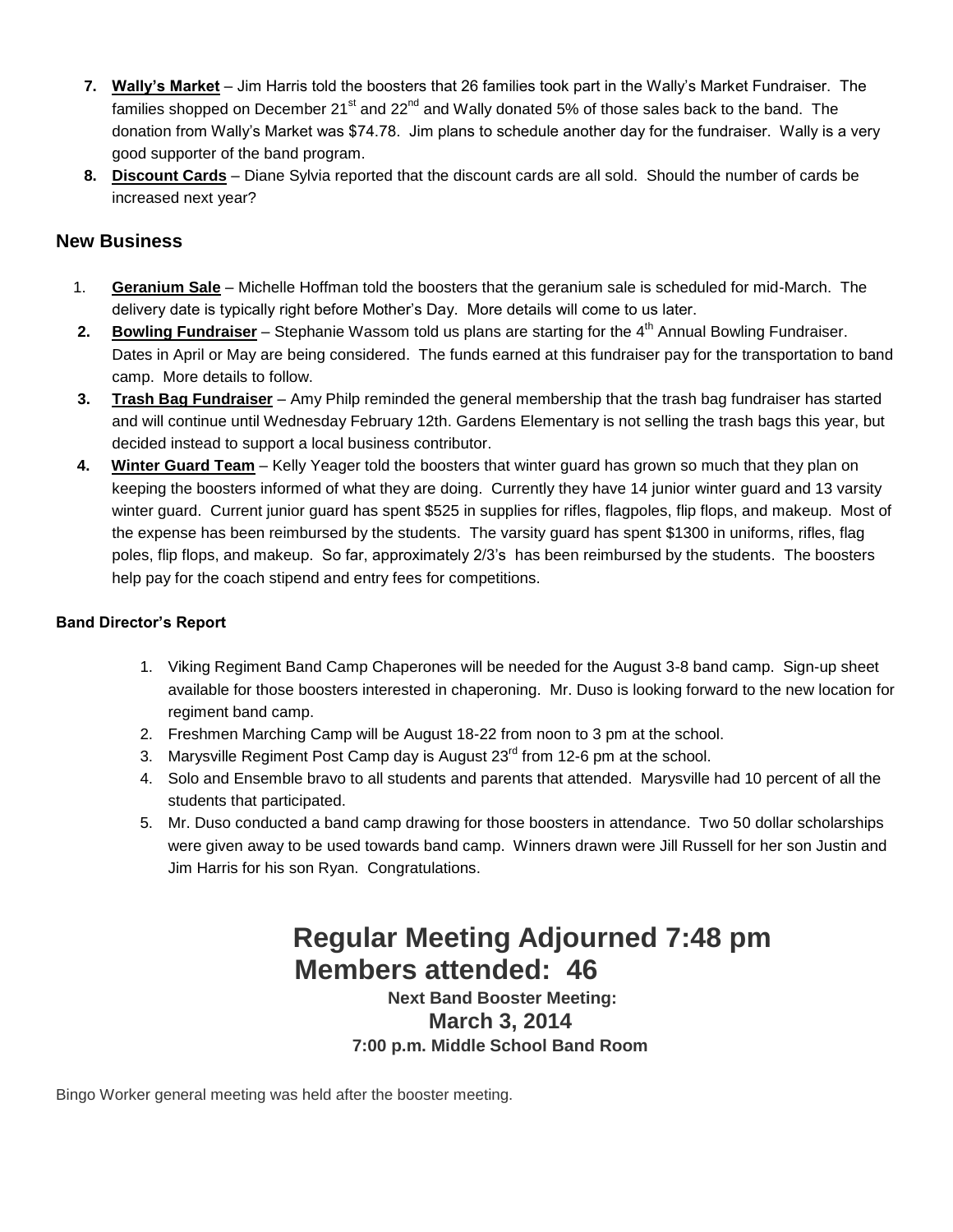7. **Wally's Market** – Jim Harris told the boosters that 26 families took part in the Wally's Market Fundraiser. The families shopped on December 21st and 22nd and Wally donated 5% of those sales back to the band. The donation from Wally's Market was $74.78. Jim plans to schedule another day for the fundraiser. Wally is a very good supporter of the band program.
8. **Discount Cards** – Diane Sylvia reported that the discount cards are all sold. Should the number of cards be increased next year?

## New Business

1. **Geranium Sale** – Michelle Hoffman told the boosters that the geranium sale is scheduled for mid-March. The delivery date is typically right before Mother's Day. More details will come to us later.
2. **Bowling Fundraiser** – Stephanie Wassom told us plans are starting for the 4th Annual Bowling Fundraiser. Dates in April or May are being considered. The funds earned at this fundraiser pay for the transportation to band camp. More details to follow.
3. **Trash Bag Fundraiser** – Amy Philp reminded the general membership that the trash bag fundraiser has started and will continue until Wednesday February 12th. Gardens Elementary is not selling the trash bags this year, but decided instead to support a local business contributor.
4. **Winter Guard Team** – Kelly Yeager told the boosters that winter guard has grown so much that they plan on keeping the boosters informed of what they are doing. Currently they have 14 junior winter guard and 13 varsity winter guard. Current junior guard has spent $525 in supplies for rifles, flagpoles, flip flops, and makeup. Most of the expense has been reimbursed by the students. The varsity guard has spent $1300 in uniforms, rifles, flag poles, flip flops, and makeup. So far, approximately 2/3's has been reimbursed by the students. The boosters help pay for the coach stipend and entry fees for competitions.

#### Band Director's Report

1. Viking Regiment Band Camp Chaperones will be needed for the August 3-8 band camp. Sign-up sheet available for those boosters interested in chaperoning. Mr. Duso is looking forward to the new location for regiment band camp.
2. Freshmen Marching Camp will be August 18-22 from noon to 3 pm at the school.
3. Marysville Regiment Post Camp day is August 23rd from 12-6 pm at the school.
4. Solo and Ensemble bravo to all students and parents that attended. Marysville had 10 percent of all the students that participated.
5. Mr. Duso conducted a band camp drawing for those boosters in attendance. Two 50 dollar scholarships were given away to be used towards band camp. Winners drawn were Jill Russell for her son Justin and Jim Harris for his son Ryan. Congratulations.

## Regular Meeting Adjourned 7:48 pm
## Members attended: 46

**Next Band Booster Meeting:**

**March 3, 2014**

**7:00 p.m. Middle School Band Room**

Bingo Worker general meeting was held after the booster meeting.